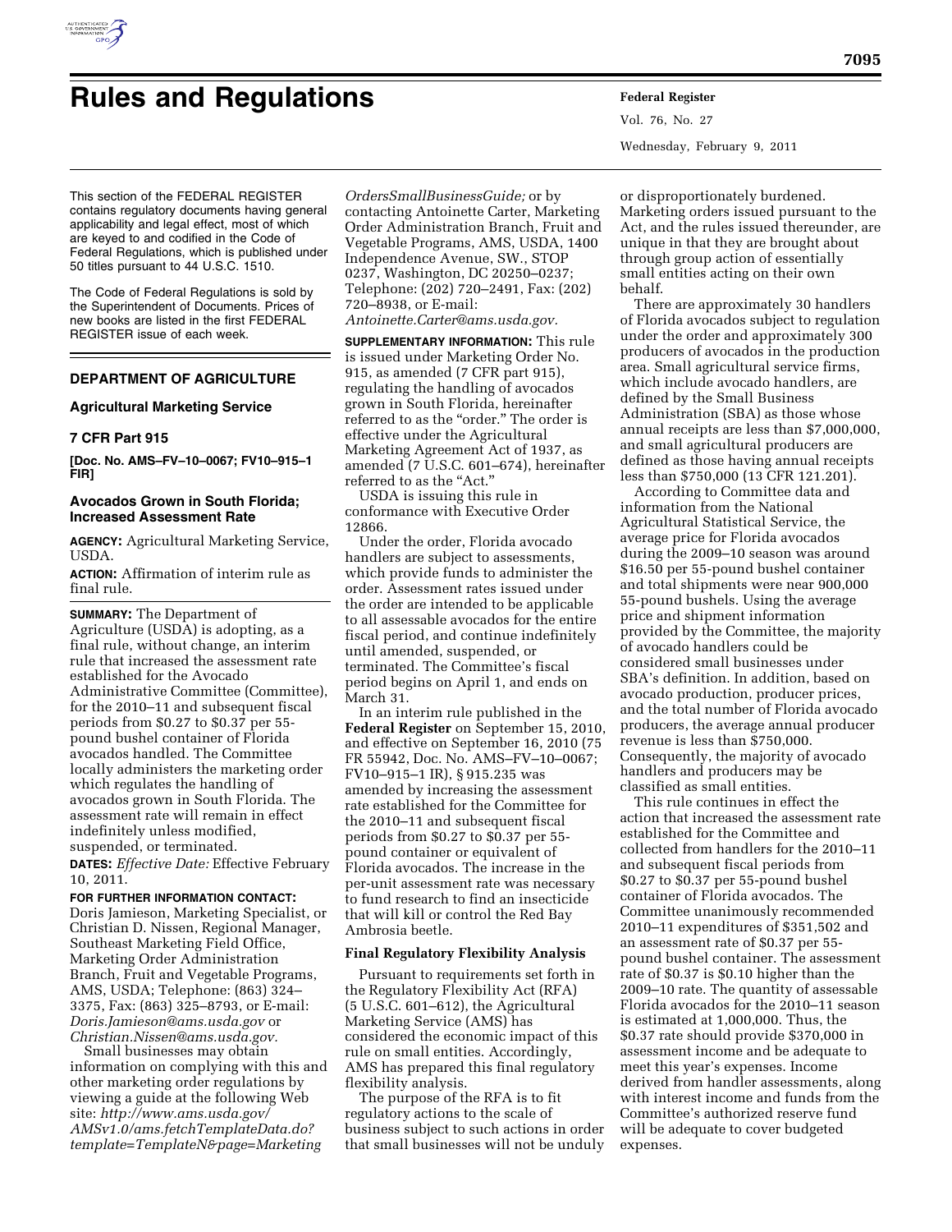# Rules and Regulations

This section of the FEDERAL REGISTER contains regulatory documents having general applicability and legal effect, most of which are keyed to and codified in the Code of Federal Regulations, which is published under 50 titles pursuant to 44 U.S.C. 1510.

The Code of Federal Regulations is sold by the Superintendent of Documents. Prices of new books are listed in the first FEDERAL REGISTER issue of each week.

## DEPARTMENT OF AGRICULTURE

### Agricultural Marketing Service

### 7 CFR Part 915

**[Doc. No. AMS–FV–10–0067; FV10–915–1 FIR]**

### Avocados Grown in South Florida; Increased Assessment Rate

**AGENCY:** Agricultural Marketing Service, USDA.

**ACTION:** Affirmation of interim rule as final rule.

**SUMMARY:** The Department of Agriculture (USDA) is adopting, as a final rule, without change, an interim rule that increased the assessment rate established for the Avocado Administrative Committee (Committee), for the 2010–11 and subsequent fiscal periods from $0.27 to $0.37 per 55-pound bushel container of Florida avocados handled. The Committee locally administers the marketing order which regulates the handling of avocados grown in South Florida. The assessment rate will remain in effect indefinitely unless modified, suspended, or terminated.

**DATES:** *Effective Date:* Effective February 10, 2011.

**FOR FURTHER INFORMATION CONTACT:** Doris Jamieson, Marketing Specialist, or Christian D. Nissen, Regional Manager, Southeast Marketing Field Office, Marketing Order Administration Branch, Fruit and Vegetable Programs, AMS, USDA; Telephone: (863) 324–3375, Fax: (863) 325–8793, or E-mail: *Doris.Jamieson@ams.usda.gov* or *Christian.Nissen@ams.usda.gov.*

Small businesses may obtain information on complying with this and other marketing order regulations by viewing a guide at the following Web site: *http://www.ams.usda.gov/AMSv1.0/ams.fetchTemplateData.do?template=TemplateN&page=MarketingOrdersSmallBusinessGuide;* or by contacting Antoinette Carter, Marketing Order Administration Branch, Fruit and Vegetable Programs, AMS, USDA, 1400 Independence Avenue, SW., STOP 0237, Washington, DC 20250–0237; Telephone: (202) 720–2491, Fax: (202) 720–8938, or E-mail: *Antoinette.Carter@ams.usda.gov.*

**SUPPLEMENTARY INFORMATION:** This rule is issued under Marketing Order No. 915, as amended (7 CFR part 915), regulating the handling of avocados grown in South Florida, hereinafter referred to as the "order." The order is effective under the Agricultural Marketing Agreement Act of 1937, as amended (7 U.S.C. 601–674), hereinafter referred to as the "Act."

USDA is issuing this rule in conformance with Executive Order 12866.

Under the order, Florida avocado handlers are subject to assessments, which provide funds to administer the order. Assessment rates issued under the order are intended to be applicable to all assessable avocados for the entire fiscal period, and continue indefinitely until amended, suspended, or terminated. The Committee's fiscal period begins on April 1, and ends on March 31.

In an interim rule published in the **Federal Register** on September 15, 2010, and effective on September 16, 2010 (75 FR 55942, Doc. No. AMS–FV–10–0067; FV10–915–1 IR), § 915.235 was amended by increasing the assessment rate established for the Committee for the 2010–11 and subsequent fiscal periods from $0.27 to $0.37 per 55-pound container or equivalent of Florida avocados. The increase in the per-unit assessment rate was necessary to fund research to find an insecticide that will kill or control the Red Bay Ambrosia beetle.

### Final Regulatory Flexibility Analysis

Pursuant to requirements set forth in the Regulatory Flexibility Act (RFA) (5 U.S.C. 601–612), the Agricultural Marketing Service (AMS) has considered the economic impact of this rule on small entities. Accordingly, AMS has prepared this final regulatory flexibility analysis.

The purpose of the RFA is to fit regulatory actions to the scale of business subject to such actions in order that small businesses will not be unduly or disproportionately burdened. Marketing orders issued pursuant to the Act, and the rules issued thereunder, are unique in that they are brought about through group action of essentially small entities acting on their own behalf.

There are approximately 30 handlers of Florida avocados subject to regulation under the order and approximately 300 producers of avocados in the production area. Small agricultural service firms, which include avocado handlers, are defined by the Small Business Administration (SBA) as those whose annual receipts are less than $7,000,000, and small agricultural producers are defined as those having annual receipts less than $750,000 (13 CFR 121.201).

According to Committee data and information from the National Agricultural Statistical Service, the average price for Florida avocados during the 2009–10 season was around $16.50 per 55-pound bushel container and total shipments were near 900,000 55-pound bushels. Using the average price and shipment information provided by the Committee, the majority of avocado handlers could be considered small businesses under SBA's definition. In addition, based on avocado production, producer prices, and the total number of Florida avocado producers, the average annual producer revenue is less than $750,000. Consequently, the majority of avocado handlers and producers may be classified as small entities.

This rule continues in effect the action that increased the assessment rate established for the Committee and collected from handlers for the 2010–11 and subsequent fiscal periods from $0.27 to $0.37 per 55-pound bushel container of Florida avocados. The Committee unanimously recommended 2010–11 expenditures of $351,502 and an assessment rate of $0.37 per 55-pound bushel container. The assessment rate of $0.37 is $0.10 higher than the 2009–10 rate. The quantity of assessable Florida avocados for the 2010–11 season is estimated at 1,000,000. Thus, the $0.37 rate should provide $370,000 in assessment income and be adequate to meet this year's expenses. Income derived from handler assessments, along with interest income and funds from the Committee's authorized reserve fund will be adequate to cover budgeted expenses.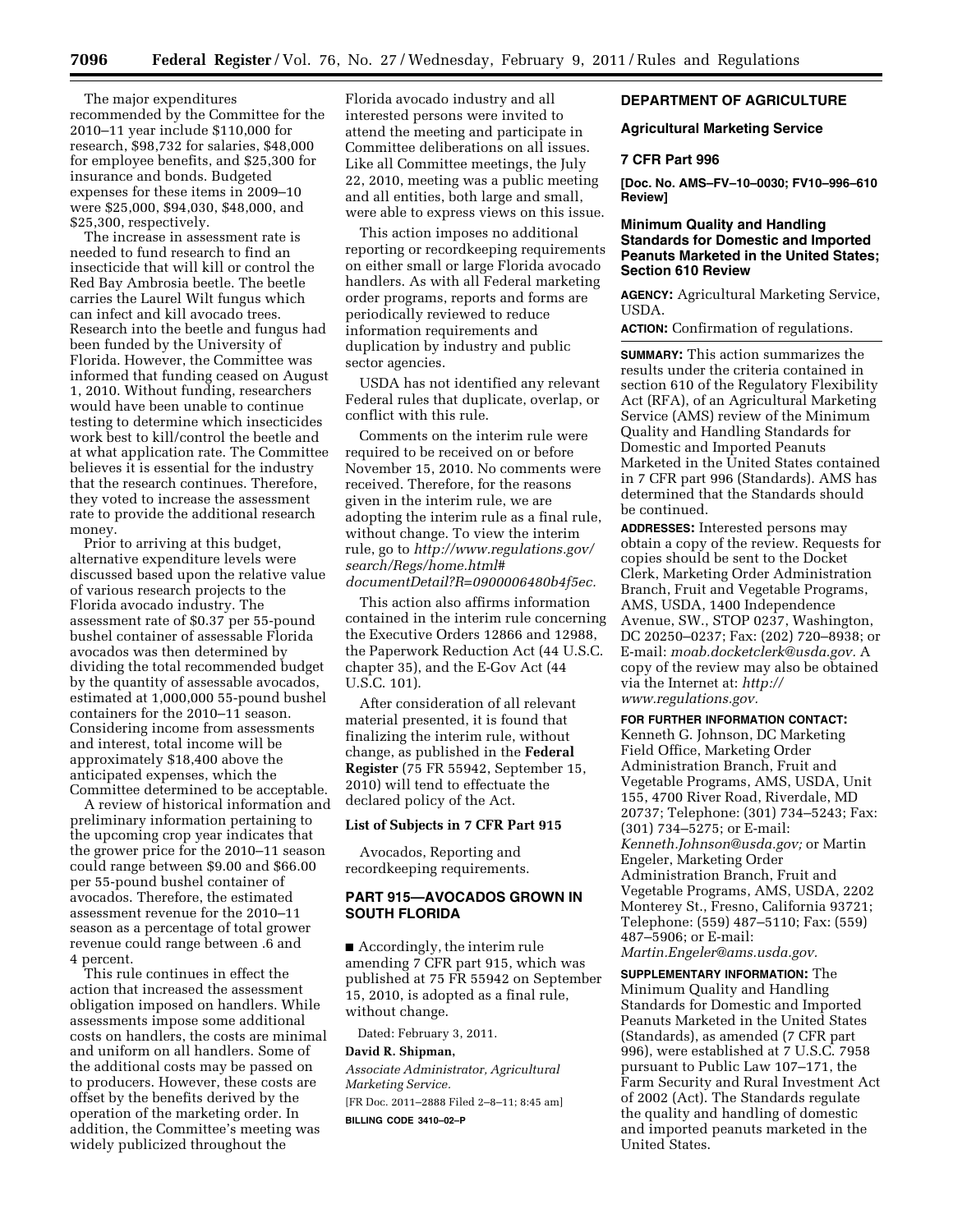The major expenditures recommended by the Committee for the 2010–11 year include $110,000 for research, $98,732 for salaries, $48,000 for employee benefits, and $25,300 for insurance and bonds. Budgeted expenses for these items in 2009–10 were $25,000, $94,030, $48,000, and $25,300, respectively.

The increase in assessment rate is needed to fund research to find an insecticide that will kill or control the Red Bay Ambrosia beetle. The beetle carries the Laurel Wilt fungus which can infect and kill avocado trees. Research into the beetle and fungus had been funded by the University of Florida. However, the Committee was informed that funding ceased on August 1, 2010. Without funding, researchers would have been unable to continue testing to determine which insecticides work best to kill/control the beetle and at what application rate. The Committee believes it is essential for the industry that the research continues. Therefore, they voted to increase the assessment rate to provide the additional research money.

Prior to arriving at this budget, alternative expenditure levels were discussed based upon the relative value of various research projects to the Florida avocado industry. The assessment rate of $0.37 per 55-pound bushel container of assessable Florida avocados was then determined by dividing the total recommended budget by the quantity of assessable avocados, estimated at 1,000,000 55-pound bushel containers for the 2010–11 season. Considering income from assessments and interest, total income will be approximately $18,400 above the anticipated expenses, which the Committee determined to be acceptable.

A review of historical information and preliminary information pertaining to the upcoming crop year indicates that the grower price for the 2010–11 season could range between $9.00 and $66.00 per 55-pound bushel container of avocados. Therefore, the estimated assessment revenue for the 2010–11 season as a percentage of total grower revenue could range between .6 and 4 percent.

This rule continues in effect the action that increased the assessment obligation imposed on handlers. While assessments impose some additional costs on handlers, the costs are minimal and uniform on all handlers. Some of the additional costs may be passed on to producers. However, these costs are offset by the benefits derived by the operation of the marketing order. In addition, the Committee's meeting was widely publicized throughout the Florida avocado industry and all interested persons were invited to attend the meeting and participate in Committee deliberations on all issues. Like all Committee meetings, the July 22, 2010, meeting was a public meeting and all entities, both large and small, were able to express views on this issue.

This action imposes no additional reporting or recordkeeping requirements on either small or large Florida avocado handlers. As with all Federal marketing order programs, reports and forms are periodically reviewed to reduce information requirements and duplication by industry and public sector agencies.

USDA has not identified any relevant Federal rules that duplicate, overlap, or conflict with this rule.

Comments on the interim rule were required to be received on or before November 15, 2010. No comments were received. Therefore, for the reasons given in the interim rule, we are adopting the interim rule as a final rule, without change. To view the interim rule, go to *http://www.regulations.gov/search/Regs/home.html#documentDetail?R=0900006480b4f5ec.*

This action also affirms information contained in the interim rule concerning the Executive Orders 12866 and 12988, the Paperwork Reduction Act (44 U.S.C. chapter 35), and the E-Gov Act (44 U.S.C. 101).

After consideration of all relevant material presented, it is found that finalizing the interim rule, without change, as published in the **Federal Register** (75 FR 55942, September 15, 2010) will tend to effectuate the declared policy of the Act.

**List of Subjects in 7 CFR Part 915**

Avocados, Reporting and recordkeeping requirements.

## PART 915—AVOCADOS GROWN IN SOUTH FLORIDA

■ Accordingly, the interim rule amending 7 CFR part 915, which was published at 75 FR 55942 on September 15, 2010, is adopted as a final rule, without change.

Dated: February 3, 2011.

**David R. Shipman,**

*Associate Administrator, Agricultural Marketing Service.*

[FR Doc. 2011–2888 Filed 2–8–11; 8:45 am]

**BILLING CODE 3410–02–P**

---

## DEPARTMENT OF AGRICULTURE

### Agricultural Marketing Service

### 7 CFR Part 996

**[Doc. No. AMS–FV–10–0030; FV10–996–610 Review]**

### Minimum Quality and Handling Standards for Domestic and Imported Peanuts Marketed in the United States; Section 610 Review

**AGENCY:** Agricultural Marketing Service, USDA.

**ACTION:** Confirmation of regulations.

**SUMMARY:** This action summarizes the results under the criteria contained in section 610 of the Regulatory Flexibility Act (RFA), of an Agricultural Marketing Service (AMS) review of the Minimum Quality and Handling Standards for Domestic and Imported Peanuts Marketed in the United States contained in 7 CFR part 996 (Standards). AMS has determined that the Standards should be continued.

**ADDRESSES:** Interested persons may obtain a copy of the review. Requests for copies should be sent to the Docket Clerk, Marketing Order Administration Branch, Fruit and Vegetable Programs, AMS, USDA, 1400 Independence Avenue, SW., STOP 0237, Washington, DC 20250–0237; Fax: (202) 720–8938; or E-mail: *moab.docketclerk@usda.gov.* A copy of the review may also be obtained via the Internet at: *http://www.regulations.gov.*

**FOR FURTHER INFORMATION CONTACT:** Kenneth G. Johnson, DC Marketing Field Office, Marketing Order Administration Branch, Fruit and Vegetable Programs, AMS, USDA, Unit 155, 4700 River Road, Riverdale, MD 20737; Telephone: (301) 734–5243; Fax: (301) 734–5275; or E-mail: *Kenneth.Johnson@usda.gov;* or Martin Engeler, Marketing Order Administration Branch, Fruit and Vegetable Programs, AMS, USDA, 2202 Monterey St., Fresno, California 93721; Telephone: (559) 487–5110; Fax: (559) 487–5906; or E-mail: *Martin.Engeler@ams.usda.gov.*

**SUPPLEMENTARY INFORMATION:** The Minimum Quality and Handling Standards for Domestic and Imported Peanuts Marketed in the United States (Standards), as amended (7 CFR part 996), were established at 7 U.S.C. 7958 pursuant to Public Law 107–171, the Farm Security and Rural Investment Act of 2002 (Act). The Standards regulate the quality and handling of domestic and imported peanuts marketed in the United States.